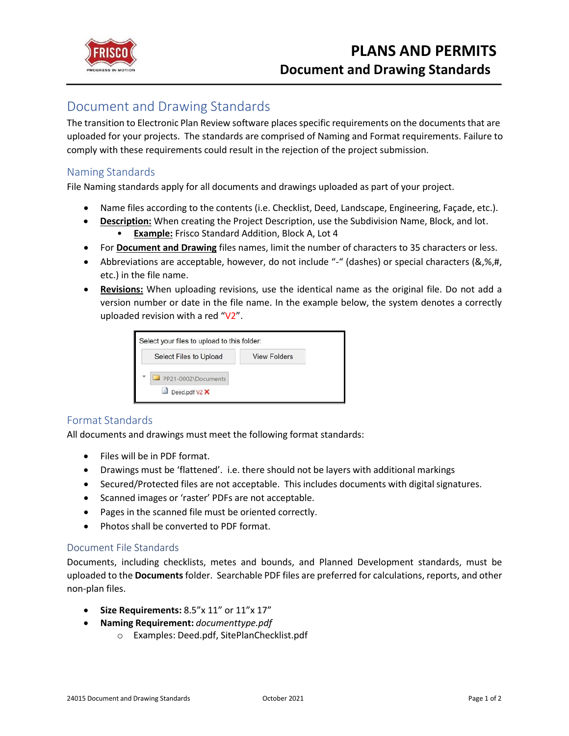# PLANS AND PERMITS

## Document and Drawing Standards

## Document and Drawing Standards

The transition to Electronic Plan Review software places specific requirements on the documents that are uploaded for your projects. The standards are comprised of Naming and Format requirements. Failure to comply with these requirements could result in the rejection of the project submission.

### Naming Standards

File Naming standards apply for all documents and drawings uploaded as part of your project.

- Name files according to the contents (i.e. Checklist, Deed, Landscape, Engineering, Façade, etc.).
- **Description:** When creating the Project Description, use the Subdivision Name, Block, and lot.
  - **Example:** Frisco Standard Addition, Block A, Lot 4
- For **Document and Drawing** files names, limit the number of characters to 35 characters or less.
- Abbreviations are acceptable, however, do not include "-" (dashes) or special characters (&,%,#, etc.) in the file name.
- **Revisions:** When uploading revisions, use the identical name as the original file. Do not add a version number or date in the file name. In the example below, the system denotes a correctly uploaded revision with a red "V2".

Select your files to upload to this folder:

Select Files to Upload | View Folders

PP21-0002\Documents

Deed.pdf V2 ✕

### Format Standards

All documents and drawings must meet the following format standards:

- Files will be in PDF format.
- Drawings must be 'flattened'. i.e. there should not be layers with additional markings
- Secured/Protected files are not acceptable. This includes documents with digital signatures.
- Scanned images or 'raster' PDFs are not acceptable.
- Pages in the scanned file must be oriented correctly.
- Photos shall be converted to PDF format.

### Document File Standards

Documents, including checklists, metes and bounds, and Planned Development standards, must be uploaded to the **Documents** folder. Searchable PDF files are preferred for calculations, reports, and other non-plan files.

- **Size Requirements:** 8.5"x 11" or 11"x 17"
- **Naming Requirement:** *documenttype.pdf*
  - Examples: Deed.pdf, SitePlanChecklist.pdf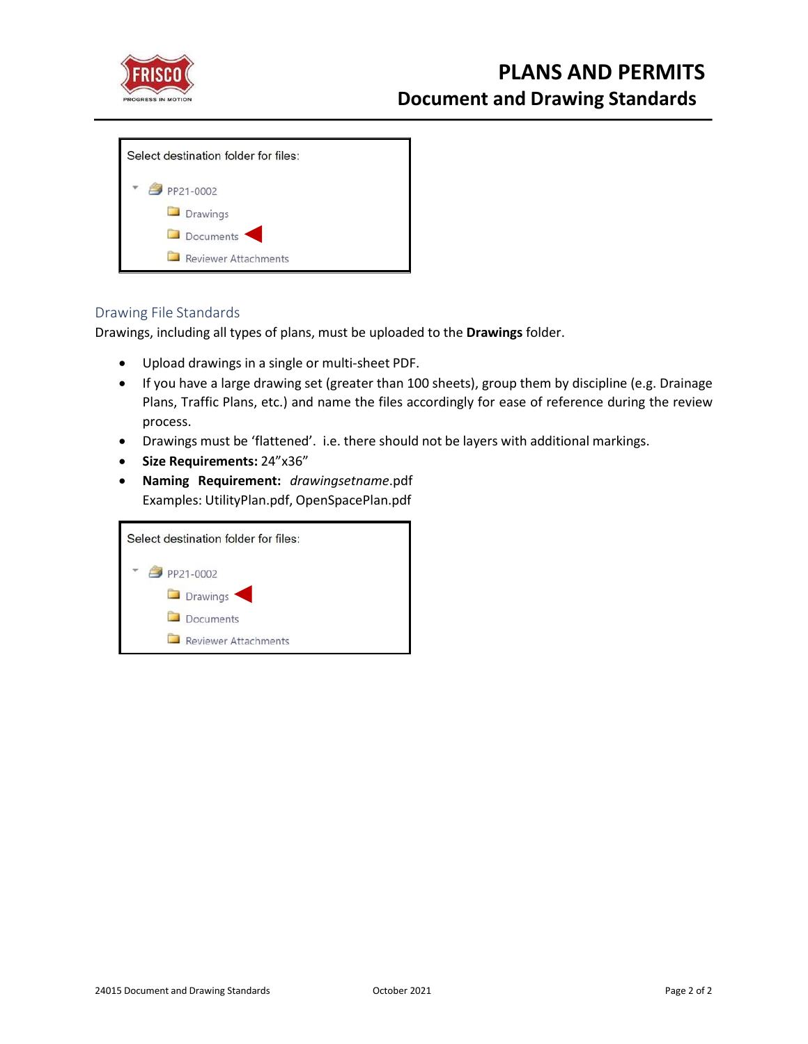Select destination folder for files:

- PP21-0002
  - Drawings
  - Documents
  - Reviewer Attachments

## Drawing File Standards

Drawings, including all types of plans, must be uploaded to the **Drawings** folder.

- Upload drawings in a single or multi-sheet PDF.
- If you have a large drawing set (greater than 100 sheets), group them by discipline (e.g. Drainage Plans, Traffic Plans, etc.) and name the files accordingly for ease of reference during the review process.
- Drawings must be 'flattened'. i.e. there should not be layers with additional markings.
- **Size Requirements:** 24"x36"
- **Naming Requirement:** *drawingsetname*.pdf
  Examples: UtilityPlan.pdf, OpenSpacePlan.pdf

Select destination folder for files:

- PP21-0002
  - Drawings
  - Documents
  - Reviewer Attachments